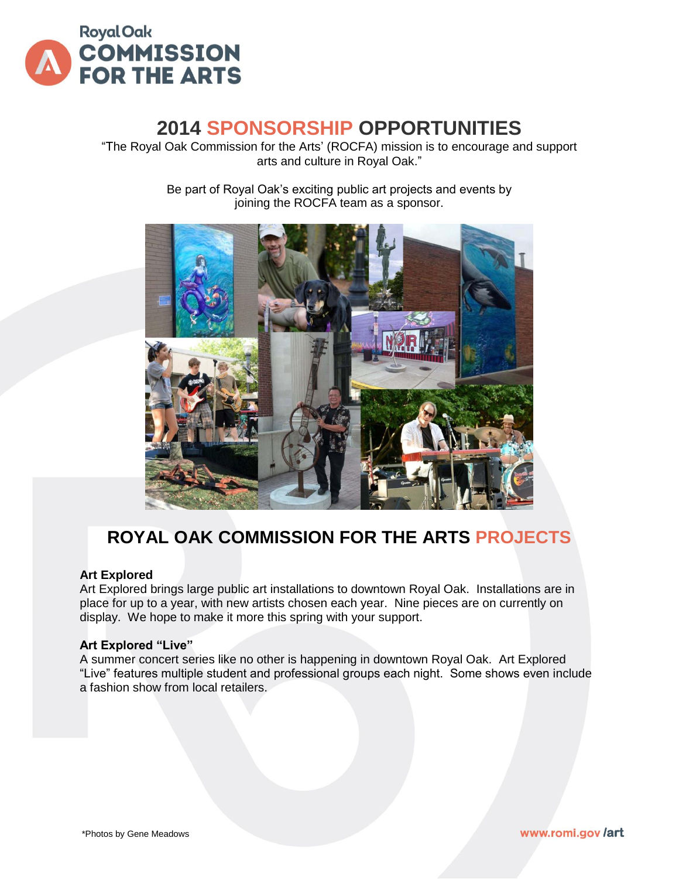Royal Oak
COMMISSION FOR THE ARTS

# 2014 SPONSORSHIP OPPORTUNITIES

"The Royal Oak Commission for the Arts' (ROCFA) mission is to encourage and support arts and culture in Royal Oak."

Be part of Royal Oak's exciting public art projects and events by joining the ROCFA team as a sponsor.

## ROYAL OAK COMMISSION FOR THE ARTS PROJECTS

**Art Explored**
Art Explored brings large public art installations to downtown Royal Oak. Installations are in place for up to a year, with new artists chosen each year. Nine pieces are on currently on display. We hope to make it more this spring with your support.

**Art Explored "Live"**
A summer concert series like no other is happening in downtown Royal Oak. Art Explored "Live" features multiple student and professional groups each night. Some shows even include a fashion show from local retailers.

*Photos by Gene Meadows

www.romi.gov/art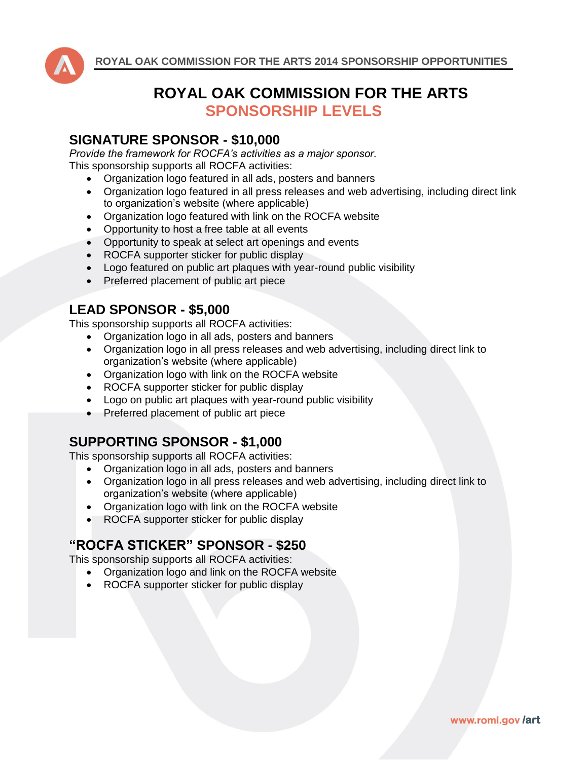# ROYAL OAK COMMISSION FOR THE ARTS
## SPONSORSHIP LEVELS

### SIGNATURE SPONSOR - $10,000

*Provide the framework for ROCFA's activities as a major sponsor.*
This sponsorship supports all ROCFA activities:

- Organization logo featured in all ads, posters and banners
- Organization logo featured in all press releases and web advertising, including direct link to organization's website (where applicable)
- Organization logo featured with link on the ROCFA website
- Opportunity to host a free table at all events
- Opportunity to speak at select art openings and events
- ROCFA supporter sticker for public display
- Logo featured on public art plaques with year-round public visibility
- Preferred placement of public art piece

### LEAD SPONSOR - $5,000

This sponsorship supports all ROCFA activities:

- Organization logo in all ads, posters and banners
- Organization logo in all press releases and web advertising, including direct link to organization's website (where applicable)
- Organization logo with link on the ROCFA website
- ROCFA supporter sticker for public display
- Logo on public art plaques with year-round public visibility
- Preferred placement of public art piece

### SUPPORTING SPONSOR - $1,000

This sponsorship supports all ROCFA activities:

- Organization logo in all ads, posters and banners
- Organization logo in all press releases and web advertising, including direct link to organization's website (where applicable)
- Organization logo with link on the ROCFA website
- ROCFA supporter sticker for public display

### "ROCFA STICKER" SPONSOR - $250

This sponsorship supports all ROCFA activities:

- Organization logo and link on the ROCFA website
- ROCFA supporter sticker for public display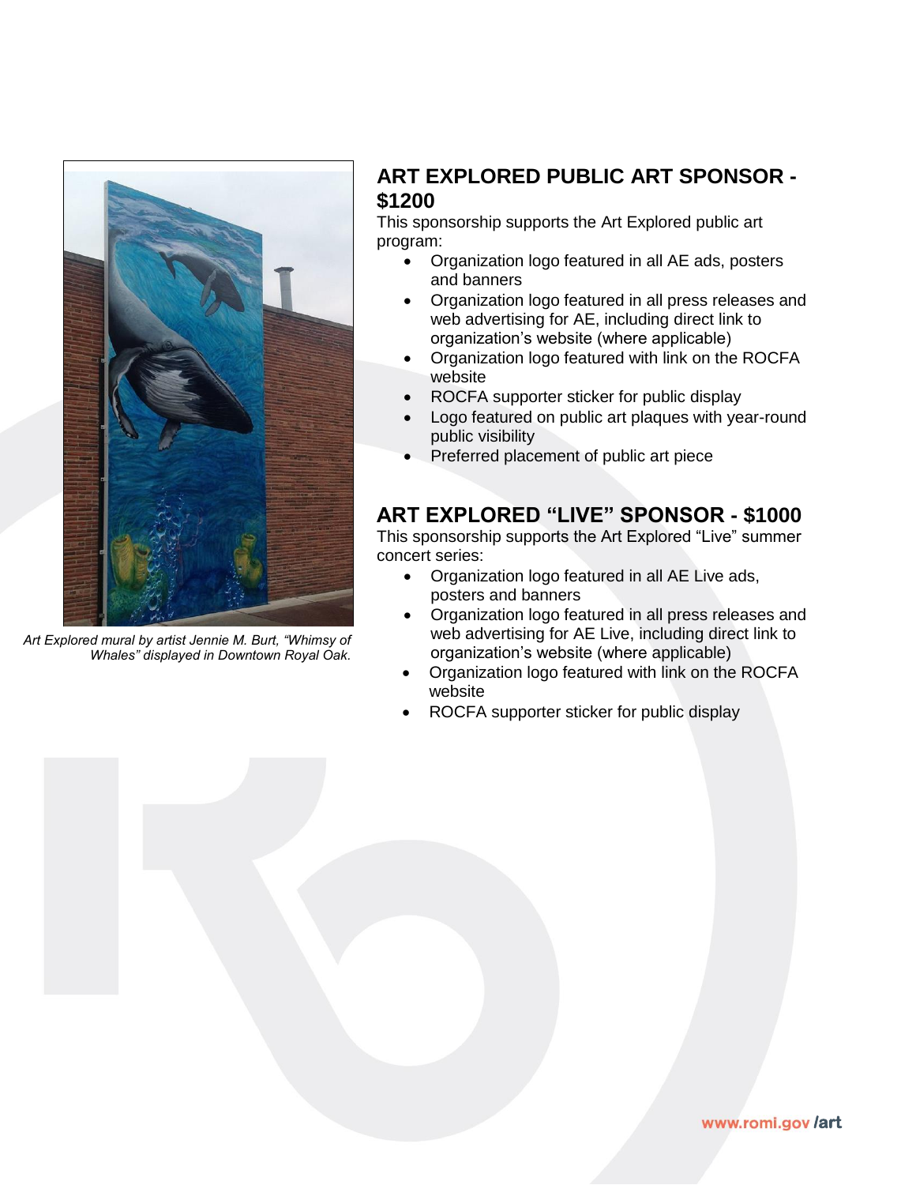*Art Explored mural by artist Jennie M. Burt, "Whimsy of Whales" displayed in Downtown Royal Oak.*

## ART EXPLORED PUBLIC ART SPONSOR - $1200

This sponsorship supports the Art Explored public art program:

- Organization logo featured in all AE ads, posters and banners
- Organization logo featured in all press releases and web advertising for AE, including direct link to organization's website (where applicable)
- Organization logo featured with link on the ROCFA website
- ROCFA supporter sticker for public display
- Logo featured on public art plaques with year-round public visibility
- Preferred placement of public art piece

## ART EXPLORED "LIVE" SPONSOR - $1000

This sponsorship supports the Art Explored "Live" summer concert series:

- Organization logo featured in all AE Live ads, posters and banners
- Organization logo featured in all press releases and web advertising for AE Live, including direct link to organization's website (where applicable)
- Organization logo featured with link on the ROCFA website
- ROCFA supporter sticker for public display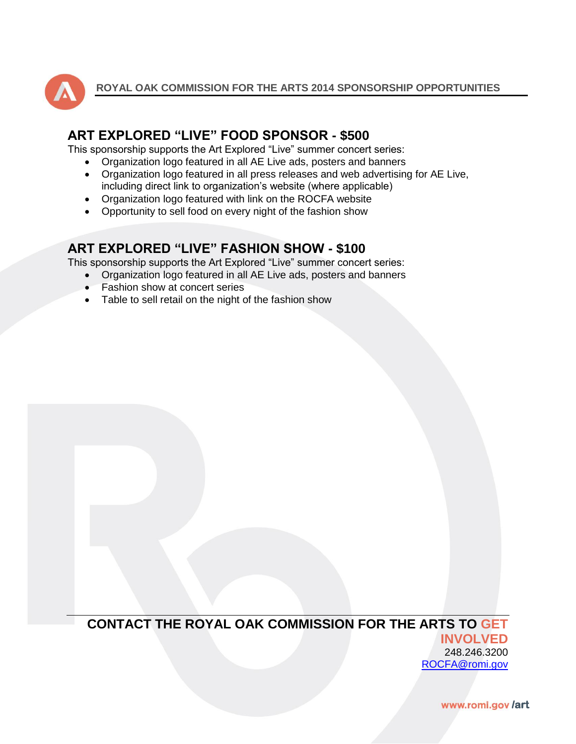## ART EXPLORED "LIVE" FOOD SPONSOR - $500

This sponsorship supports the Art Explored "Live" summer concert series:

- Organization logo featured in all AE Live ads, posters and banners
- Organization logo featured in all press releases and web advertising for AE Live, including direct link to organization's website (where applicable)
- Organization logo featured with link on the ROCFA website
- Opportunity to sell food on every night of the fashion show

## ART EXPLORED "LIVE" FASHION SHOW - $100

This sponsorship supports the Art Explored "Live" summer concert series:

- Organization logo featured in all AE Live ads, posters and banners
- Fashion show at concert series
- Table to sell retail on the night of the fashion show

**CONTACT THE ROYAL OAK COMMISSION FOR THE ARTS TO GET INVOLVED**

248.246.3200

ROCFA@romi.gov